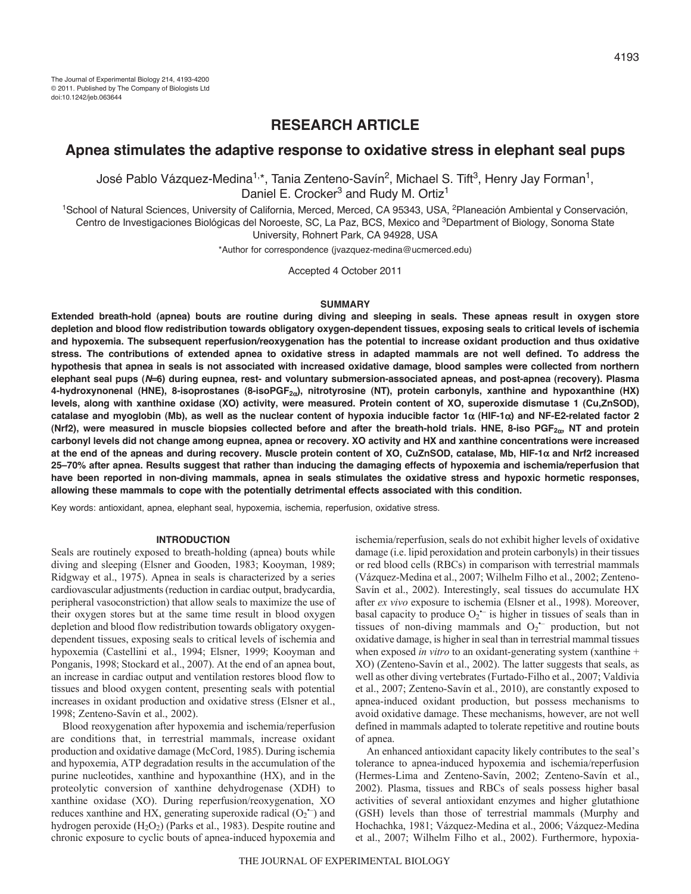The Journal of Experimental Biology 214, 4193-4200
© 2011. Published by The Company of Biologists Ltd
doi:10.1242/jeb.063644

## RESEARCH ARTICLE

# Apnea stimulates the adaptive response to oxidative stress in elephant seal pups

José Pablo Vázquez-Medina[1,*], Tania Zenteno-Savín[2], Michael S. Tift[3], Henry Jay Forman[1], Daniel E. Crocker[3] and Rudy M. Ortiz[1]

[1]School of Natural Sciences, University of California, Merced, Merced, CA 95343, USA, [2]Planeación Ambiental y Conservación, Centro de Investigaciones Biológicas del Noroeste, SC, La Paz, BCS, Mexico and [3]Department of Biology, Sonoma State University, Rohnert Park, CA 94928, USA

*Author for correspondence (jvazquez-medina@ucmerced.edu)

Accepted 4 October 2011

### SUMMARY

**Extended breath-hold (apnea) bouts are routine during diving and sleeping in seals. These apneas result in oxygen store depletion and blood flow redistribution towards obligatory oxygen-dependent tissues, exposing seals to critical levels of ischemia and hypoxemia. The subsequent reperfusion/reoxygenation has the potential to increase oxidant production and thus oxidative stress. The contributions of extended apnea to oxidative stress in adapted mammals are not well defined. To address the hypothesis that apnea in seals is not associated with increased oxidative damage, blood samples were collected from northern elephant seal pups (*N*=6) during eupnea, rest- and voluntary submersion-associated apneas, and post-apnea (recovery). Plasma 4-hydroxynonenal (HNE), 8-isoprostanes (8-isoPGF$_{2\alpha}$), nitrotyrosine (NT), protein carbonyls, xanthine and hypoxanthine (HX) levels, along with xanthine oxidase (XO) activity, were measured. Protein content of XO, superoxide dismutase 1 (Cu,ZnSOD), catalase and myoglobin (Mb), as well as the nuclear content of hypoxia inducible factor 1$\alpha$ (HIF-1$\alpha$) and NF-E2-related factor 2 (Nrf2), were measured in muscle biopsies collected before and after the breath-hold trials. HNE, 8-iso PGF$_{2\alpha}$, NT and protein carbonyl levels did not change among eupnea, apnea or recovery. XO activity and HX and xanthine concentrations were increased at the end of the apneas and during recovery. Muscle protein content of XO, CuZnSOD, catalase, Mb, HIF-1$\alpha$ and Nrf2 increased 25–70% after apnea. Results suggest that rather than inducing the damaging effects of hypoxemia and ischemia/reperfusion that have been reported in non-diving mammals, apnea in seals stimulates the oxidative stress and hypoxic hormetic responses, allowing these mammals to cope with the potentially detrimental effects associated with this condition.**

Key words: antioxidant, apnea, elephant seal, hypoxemia, ischemia, reperfusion, oxidative stress.

### INTRODUCTION

Seals are routinely exposed to breath-holding (apnea) bouts while diving and sleeping (Elsner and Gooden, 1983; Kooyman, 1989; Ridgway et al., 1975). Apnea in seals is characterized by a series cardiovascular adjustments (reduction in cardiac output, bradycardia, peripheral vasoconstriction) that allow seals to maximize the use of their oxygen stores but at the same time result in blood oxygen depletion and blood flow redistribution towards obligatory oxygen-dependent tissues, exposing seals to critical levels of ischemia and hypoxemia (Castellini et al., 1994; Elsner, 1999; Kooyman and Ponganis, 1998; Stockard et al., 2007). At the end of an apnea bout, an increase in cardiac output and ventilation restores blood flow to tissues and blood oxygen content, presenting seals with potential increases in oxidant production and oxidative stress (Elsner et al., 1998; Zenteno-Savín et al., 2002).

Blood reoxygenation after hypoxemia and ischemia/reperfusion are conditions that, in terrestrial mammals, increase oxidant production and oxidative damage (McCord, 1985). During ischemia and hypoxemia, ATP degradation results in the accumulation of the purine nucleotides, xanthine and hypoxanthine (HX), and in the proteolytic conversion of xanthine dehydrogenase (XDH) to xanthine oxidase (XO). During reperfusion/reoxygenation, XO reduces xanthine and HX, generating superoxide radical ($O_2^{\bullet-}$) and hydrogen peroxide ($H_2O_2$) (Parks et al., 1983). Despite routine and chronic exposure to cyclic bouts of apnea-induced hypoxemia and ischemia/reperfusion, seals do not exhibit higher levels of oxidative damage (i.e. lipid peroxidation and protein carbonyls) in their tissues or red blood cells (RBCs) in comparison with terrestrial mammals (Vázquez-Medina et al., 2007; Wilhelm Filho et al., 2002; Zenteno-Savín et al., 2002). Interestingly, seal tissues do accumulate HX after *ex vivo* exposure to ischemia (Elsner et al., 1998). Moreover, basal capacity to produce $O_2^{\bullet-}$ is higher in tissues of seals than in tissues of non-diving mammals and $O_2^{\bullet-}$ production, but not oxidative damage, is higher in seal than in terrestrial mammal tissues when exposed *in vitro* to an oxidant-generating system (xanthine + XO) (Zenteno-Savín et al., 2002). The latter suggests that seals, as well as other diving vertebrates (Furtado-Filho et al., 2007; Valdivia et al., 2007; Zenteno-Savín et al., 2010), are constantly exposed to apnea-induced oxidant production, but possess mechanisms to avoid oxidative damage. These mechanisms, however, are not well defined in mammals adapted to tolerate repetitive and routine bouts of apnea.

An enhanced antioxidant capacity likely contributes to the seal's tolerance to apnea-induced hypoxemia and ischemia/reperfusion (Hermes-Lima and Zenteno-Savín, 2002; Zenteno-Savín et al., 2002). Plasma, tissues and RBCs of seals possess higher basal activities of several antioxidant enzymes and higher glutathione (GSH) levels than those of terrestrial mammals (Murphy and Hochachka, 1981; Vázquez-Medina et al., 2006; Vázquez-Medina et al., 2007; Wilhelm Filho et al., 2002). Furthermore, hypoxia-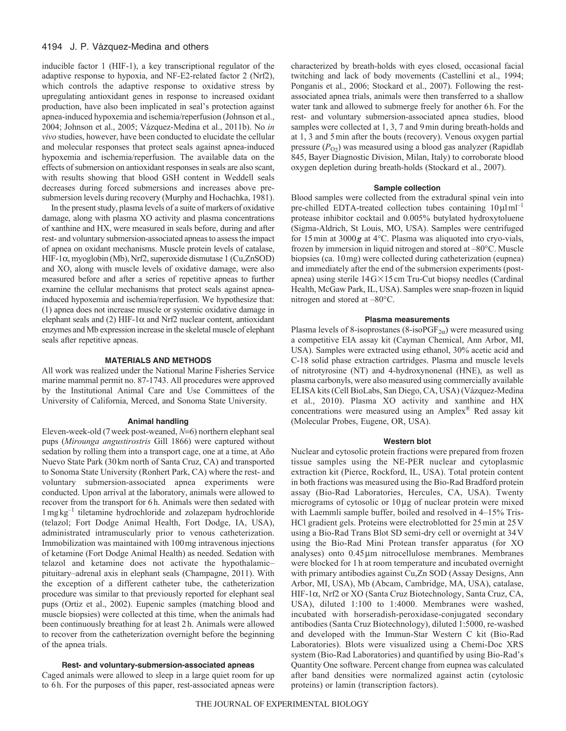inducible factor 1 (HIF-1), a key transcriptional regulator of the adaptive response to hypoxia, and NF-E2-related factor 2 (Nrf2), which controls the adaptive response to oxidative stress by upregulating antioxidant genes in response to increased oxidant production, have also been implicated in seal's protection against apnea-induced hypoxemia and ischemia/reperfusion (Johnson et al., 2004; Johnson et al., 2005; Vázquez-Medina et al., 2011b). No *in vivo* studies, however, have been conducted to elucidate the cellular and molecular responses that protect seals against apnea-induced hypoxemia and ischemia/reperfusion. The available data on the effects of submersion on antioxidant responses in seals are also scant, with results showing that blood GSH content in Weddell seals decreases during forced submersions and increases above pre-submersion levels during recovery (Murphy and Hochachka, 1981).

In the present study, plasma levels of a suite of markers of oxidative damage, along with plasma XO activity and plasma concentrations of xanthine and HX, were measured in seals before, during and after rest- and voluntary submersion-associated apneas to assess the impact of apnea on oxidant mechanisms. Muscle protein levels of catalase, HIF-1α, myoglobin (Mb), Nrf2, superoxide dismutase 1 (Cu,ZnSOD) and XO, along with muscle levels of oxidative damage, were also measured before and after a series of repetitive apneas to further examine the cellular mechanisms that protect seals against apnea-induced hypoxemia and ischemia/reperfusion. We hypothesize that: (1) apnea does not increase muscle or systemic oxidative damage in elephant seals and (2) HIF-1α and Nrf2 nuclear content, antioxidant enzymes and Mb expression increase in the skeletal muscle of elephant seals after repetitive apneas.

## MATERIALS AND METHODS

All work was realized under the National Marine Fisheries Service marine mammal permit no. 87-1743. All procedures were approved by the Institutional Animal Care and Use Committees of the University of California, Merced, and Sonoma State University.

### Animal handling

Eleven-week-old (7 week post-weaned, $N$=6) northern elephant seal pups (*Mirounga angustirostris* Gill 1866) were captured without sedation by rolling them into a transport cage, one at a time, at Año Nuevo State Park (30 km north of Santa Cruz, CA) and transported to Sonoma State University (Ronhert Park, CA) where the rest- and voluntary submersion-associated apnea experiments were conducted. Upon arrival at the laboratory, animals were allowed to recover from the transport for 6 h. Animals were then sedated with 1 mg kg$^{-1}$ tiletamine hydrochloride and zolazepam hydrochloride (telazol; Fort Dodge Animal Health, Fort Dodge, IA, USA), administrated intramuscularly prior to venous catheterization. Immobilization was maintained with 100 mg intravenous injections of ketamine (Fort Dodge Animal Health) as needed. Sedation with telazol and ketamine does not activate the hypothalamic–pituitary–adrenal axis in elephant seals (Champagne, 2011). With the exception of a different catheter tube, the catheterization procedure was similar to that previously reported for elephant seal pups (Ortiz et al., 2002). Eupenic samples (matching blood and muscle biopsies) were collected at this time, when the animals had been continuously breathing for at least 2 h. Animals were allowed to recover from the catheterization overnight before the beginning of the apnea trials.

### Rest- and voluntary-submersion-associated apneas

Caged animals were allowed to sleep in a large quiet room for up to 6 h. For the purposes of this paper, rest-associated apneas were characterized by breath-holds with eyes closed, occasional facial twitching and lack of body movements (Castellini et al., 1994; Ponganis et al., 2006; Stockard et al., 2007). Following the rest-associated apnea trials, animals were then transferred to a shallow water tank and allowed to submerge freely for another 6 h. For the rest- and voluntary submersion-associated apnea studies, blood samples were collected at 1, 3, 7 and 9 min during breath-holds and at 1, 3 and 5 min after the bouts (recovery). Venous oxygen partial pressure ($P_{O_2}$) was measured using a blood gas analyzer (Rapidlab 845, Bayer Diagnostic Division, Milan, Italy) to corroborate blood oxygen depletion during breath-holds (Stockard et al., 2007).

### Sample collection

Blood samples were collected from the extradural spinal vein into pre-chilled EDTA-treated collection tubes containing 10 μl ml$^{-1}$ protease inhibitor cocktail and 0.005% butylated hydroxytoluene (Sigma-Aldrich, St Louis, MO, USA). Samples were centrifuged for 15 min at 3000 $g$ at 4°C. Plasma was aliquoted into cryo-vials, frozen by immersion in liquid nitrogen and stored at –80°C. Muscle biopsies (ca. 10 mg) were collected during catheterization (eupnea) and immediately after the end of the submersion experiments (post-apnea) using sterile 14 G×15 cm Tru-Cut biopsy needles (Cardinal Health, McGaw Park, IL, USA). Samples were snap-frozen in liquid nitrogen and stored at –80°C.

### Plasma measurements

Plasma levels of 8-isoprostanes (8-isoPGF$_{2\alpha}$) were measured using a competitive EIA assay kit (Cayman Chemical, Ann Arbor, MI, USA). Samples were extracted using ethanol, 30% acetic acid and C-18 solid phase extraction cartridges. Plasma and muscle levels of nitrotyrosine (NT) and 4-hydroxynonenal (HNE), as well as plasma carbonyls, were also measured using commercially available ELISA kits (Cell BioLabs, San Diego, CA, USA) (Vázquez-Medina et al., 2010). Plasma XO activity and xanthine and HX concentrations were measured using an Amplex® Red assay kit (Molecular Probes, Eugene, OR, USA).

### Western blot

Nuclear and cytosolic protein fractions were prepared from frozen tissue samples using the NE-PER nuclear and cytoplasmic extraction kit (Pierce, Rockford, IL, USA). Total protein content in both fractions was measured using the Bio-Rad Bradford protein assay (Bio-Rad Laboratories, Hercules, CA, USA). Twenty micrograms of cytosolic or 10 μg of nuclear protein were mixed with Laemmli sample buffer, boiled and resolved in 4–15% Tris-HCl gradient gels. Proteins were electroblotted for 25 min at 25 V using a Bio-Rad Trans Blot SD semi-dry cell or overnight at 34 V using the Bio-Rad Mini Protean transfer apparatus (for XO analyses) onto 0.45 μm nitrocellulose membranes. Membranes were blocked for 1 h at room temperature and incubated overnight with primary antibodies against Cu,Zn SOD (Assay Designs, Ann Arbor, MI, USA), Mb (Abcam, Cambridge, MA, USA), catalase, HIF-1α, Nrf2 or XO (Santa Cruz Biotechnology, Santa Cruz, CA, USA), diluted 1:100 to 1:4000. Membranes were washed, incubated with horseradish-peroxidase-conjugated secondary antibodies (Santa Cruz Biotechnology), diluted 1:5000, re-washed and developed with the Immun-Star Western C kit (Bio-Rad Laboratories). Blots were visualized using a Chemi-Doc XRS system (Bio-Rad Laboratories) and quantified by using Bio-Rad's Quantity One software. Percent change from eupnea was calculated after band densities were normalized against actin (cytosolic proteins) or lamin (transcription factors).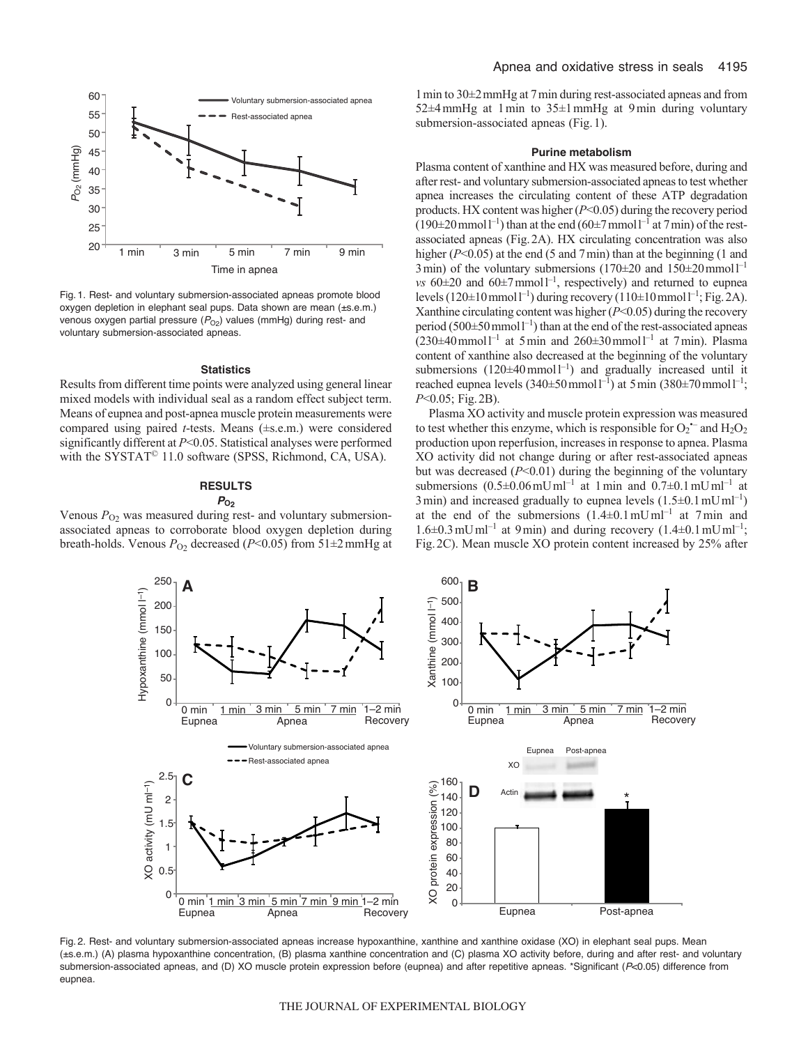Fig. 1. Rest- and voluntary submersion-associated apneas promote blood oxygen depletion in elephant seal pups. Data shown are mean (±s.e.m.) venous oxygen partial pressure ($P_{O_2}$) values (mmHg) during rest- and voluntary submersion-associated apneas.

### Statistics

Results from different time points were analyzed using general linear mixed models with individual seal as a random effect subject term. Means of eupnea and post-apnea muscle protein measurements were compared using paired *t*-tests. Means (±s.e.m.) were considered significantly different at $P<0.05$. Statistical analyses were performed with the SYSTAT© 11.0 software (SPSS, Richmond, CA, USA).

## RESULTS

### $P_{O_2}$

Venous $P_{O_2}$ was measured during rest- and voluntary submersion-associated apneas to corroborate blood oxygen depletion during breath-holds. Venous $P_{O_2}$ decreased ($P<0.05$) from 51±2 mmHg at 1 min to 30±2 mmHg at 7 min during rest-associated apneas and from 52±4 mmHg at 1 min to 35±1 mmHg at 9 min during voluntary submersion-associated apneas (Fig. 1).

### Purine metabolism

Plasma content of xanthine and HX was measured before, during and after rest- and voluntary submersion-associated apneas to test whether apnea increases the circulating content of these ATP degradation products. HX content was higher ($P<0.05$) during the recovery period (190±20 mmol $l^{-1}$) than at the end (60±7 mmol $l^{-1}$ at 7 min) of the rest-associated apneas (Fig. 2A). HX circulating concentration was also higher ($P<0.05$) at the end (5 and 7 min) than at the beginning (1 and 3 min) of the voluntary submersions (170±20 and 150±20 mmol $l^{-1}$ *vs* 60±20 and 60±7 mmol $l^{-1}$, respectively) and returned to eupnea levels (120±10 mmol $l^{-1}$) during recovery (110±10 mmol $l^{-1}$; Fig. 2A). Xanthine circulating content was higher ($P<0.05$) during the recovery period (500±50 mmol $l^{-1}$) than at the end of the rest-associated apneas (230±40 mmol $l^{-1}$ at 5 min and 260±30 mmol $l^{-1}$ at 7 min). Plasma content of xanthine also decreased at the beginning of the voluntary submersions (120±40 mmol $l^{-1}$) and gradually increased until it reached eupnea levels (340±50 mmol $l^{-1}$) at 5 min (380±70 mmol $l^{-1}$; $P<0.05$; Fig. 2B).

Plasma XO activity and muscle protein expression was measured to test whether this enzyme, which is responsible for $O_2^{\bullet-}$ and $H_2O_2$ production upon reperfusion, increases in response to apnea. Plasma XO activity did not change during or after rest-associated apneas but was decreased ($P<0.01$) during the beginning of the voluntary submersions (0.5±0.06 mU ml$^{-1}$ at 1 min and 0.7±0.1 mU ml$^{-1}$ at 3 min) and increased gradually to eupnea levels (1.5±0.1 mU ml$^{-1}$) at the end of the submersions (1.4±0.1 mU ml$^{-1}$ at 7 min and 1.6±0.3 mU ml$^{-1}$ at 9 min) and during recovery (1.4±0.1 mU ml$^{-1}$; Fig. 2C). Mean muscle XO protein content increased by 25% after

Fig. 2. Rest- and voluntary submersion-associated apneas increase hypoxanthine, xanthine and xanthine oxidase (XO) in elephant seal pups. Mean (±s.e.m.) (A) plasma hypoxanthine concentration, (B) plasma xanthine concentration and (C) plasma XO activity before, during and after rest- and voluntary submersion-associated apneas, and (D) XO muscle protein expression before (eupnea) and after repetitive apneas. *Significant ($P<0.05$) difference from eupnea.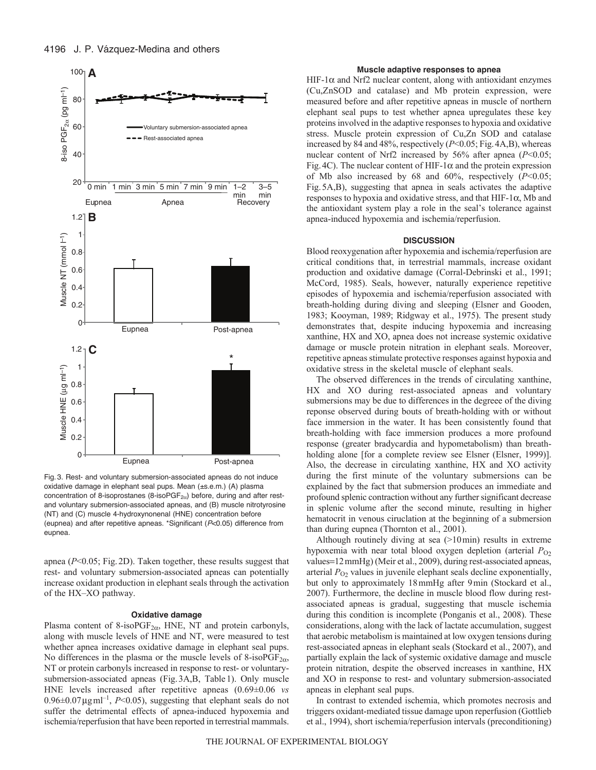Fig. 3. Rest- and voluntary submersion-associated apneas do not induce oxidative damage in elephant seal pups. Mean (±s.e.m.) (A) plasma concentration of 8-isoprostanes (8-iso$PGF_{2\alpha}$) before, during and after rest- and voluntary submersion-associated apneas, and (B) muscle nitrotyrosine (NT) and (C) muscle 4-hydroxynonenal (HNE) concentration before (eupnea) and after repetitive apneas. *Significant ($P$<0.05) difference from eupnea.

apnea ($P$<0.05; Fig. 2D). Taken together, these results suggest that rest- and voluntary submersion-associated apneas can potentially increase oxidant production in elephant seals through the activation of the HX–XO pathway.

### Oxidative damage

Plasma content of 8-iso$PGF_{2\alpha}$, HNE, NT and protein carbonyls, along with muscle levels of HNE and NT, were measured to test whether apnea increases oxidative damage in elephant seal pups. No differences in the plasma or the muscle levels of 8-iso$PGF_{2\alpha}$, NT or protein carbonyls increased in response to rest- or voluntary-submersion-associated apneas (Fig. 3A,B, Table 1). Only muscle HNE levels increased after repetitive apneas (0.69±0.06 *vs* 0.96±0.07 μg ml$^{-1}$, $P$<0.05), suggesting that elephant seals do not suffer the detrimental effects of apnea-induced hypoxemia and ischemia/reperfusion that have been reported in terrestrial mammals.

### Muscle adaptive responses to apnea

HIF-1α and Nrf2 nuclear content, along with antioxidant enzymes (Cu,ZnSOD and catalase) and Mb protein expression, were measured before and after repetitive apneas in muscle of northern elephant seal pups to test whether apnea upregulates these key proteins involved in the adaptive responses to hypoxia and oxidative stress. Muscle protein expression of Cu,Zn SOD and catalase increased by 84 and 48%, respectively ($P$<0.05; Fig. 4A,B), whereas nuclear content of Nrf2 increased by 56% after apnea ($P$<0.05; Fig. 4C). The nuclear content of HIF-1α and the protein expression of Mb also increased by 68 and 60%, respectively ($P$<0.05; Fig. 5A,B), suggesting that apnea in seals activates the adaptive responses to hypoxia and oxidative stress, and that HIF-1α, Mb and the antioxidant system play a role in the seal's tolerance against apnea-induced hypoxemia and ischemia/reperfusion.

## DISCUSSION

Blood reoxygenation after hypoxemia and ischemia/reperfusion are critical conditions that, in terrestrial mammals, increase oxidant production and oxidative damage (Corral-Debrinski et al., 1991; McCord, 1985). Seals, however, naturally experience repetitive episodes of hypoxemia and ischemia/reperfusion associated with breath-holding during diving and sleeping (Elsner and Gooden, 1983; Kooyman, 1989; Ridgway et al., 1975). The present study demonstrates that, despite inducing hypoxemia and increasing xanthine, HX and XO, apnea does not increase systemic oxidative damage or muscle protein nitration in elephant seals. Moreover, repetitive apneas stimulate protective responses against hypoxia and oxidative stress in the skeletal muscle of elephant seals.

The observed differences in the trends of circulating xanthine, HX and XO during rest-associated apneas and voluntary submersions may be due to differences in the degreee of the diving reponse observed during bouts of breath-holding with or without face immersion in the water. It has been consistently found that breath-holding with face immersion produces a more profound response (greater bradycardia and hypometabolism) than breath-holding alone [for a complete review see Elsner (Elsner, 1999)]. Also, the decrease in circulating xanthine, HX and XO activity during the first minute of the voluntary submersions can be explained by the fact that submersion produces an immediate and profound splenic contraction without any further significant decrease in splenic volume after the second minute, resulting in higher hematocrit in venous ciruclation at the beginning of a submersion than during eupnea (Thornton et al., 2001).

Although routinely diving at sea (>10 min) results in extreme hypoxemia with near total blood oxygen depletion (arterial $P_{O_2}$ values=12 mmHg) (Meir et al., 2009), during rest-associated apneas, arterial $P_{O_2}$ values in juvenile elephant seals decline exponentially, but only to approximately 18 mmHg after 9 min (Stockard et al., 2007). Furthermore, the decline in muscle blood flow during rest-associated apneas is gradual, suggesting that muscle ischemia during this condition is incomplete (Ponganis et al., 2008). These considerations, along with the lack of lactate accumulation, suggest that aerobic metabolism is maintained at low oxygen tensions during rest-associated apneas in elephant seals (Stockard et al., 2007), and partially explain the lack of systemic oxidative damage and muscle protein nitration, despite the observed increases in xanthine, HX and XO in response to rest- and voluntary submersion-associated apneas in elephant seal pups.

In contrast to extended ischemia, which promotes necrosis and triggers oxidant-mediated tissue damage upon reperfusion (Gottlieb et al., 1994), short ischemia/reperfusion intervals (preconditioning)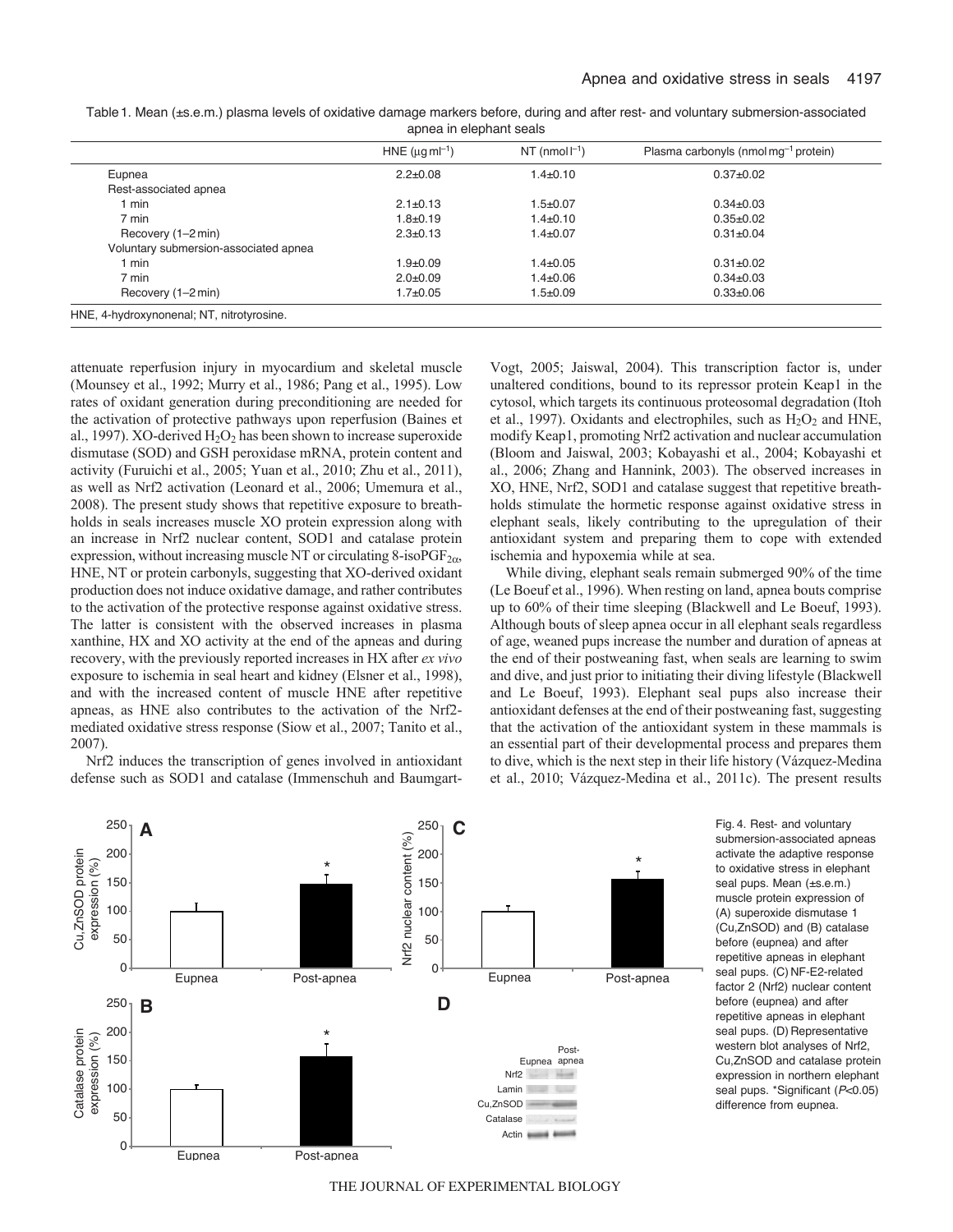Table 1. Mean (±s.e.m.) plasma levels of oxidative damage markers before, during and after rest- and voluntary submersion-associated apnea in elephant seals

| | HNE ($\mu g\,ml^{-1}$) | NT ($nmol\,l^{-1}$) | Plasma carbonyls ($nmol\,mg^{-1}$ protein) |
|---|---|---|---|
| Eupnea | 2.2±0.08 | 1.4±0.10 | 0.37±0.02 |
| Rest-associated apnea | | | |
| 1 min | 2.1±0.13 | 1.5±0.07 | 0.34±0.03 |
| 7 min | 1.8±0.19 | 1.4±0.10 | 0.35±0.02 |
| Recovery (1–2 min) | 2.3±0.13 | 1.4±0.07 | 0.31±0.04 |
| Voluntary submersion-associated apnea | | | |
| 1 min | 1.9±0.09 | 1.4±0.05 | 0.31±0.02 |
| 7 min | 2.0±0.09 | 1.4±0.06 | 0.34±0.03 |
| Recovery (1–2 min) | 1.7±0.05 | 1.5±0.09 | 0.33±0.06 |

HNE, 4-hydroxynonenal; NT, nitrotyrosine.

attenuate reperfusion injury in myocardium and skeletal muscle (Mounsey et al., 1992; Murry et al., 1986; Pang et al., 1995). Low rates of oxidant generation during preconditioning are needed for the activation of protective pathways upon reperfusion (Baines et al., 1997). XO-derived $H_2O_2$ has been shown to increase superoxide dismutase (SOD) and GSH peroxidase mRNA, protein content and activity (Furuichi et al., 2005; Yuan et al., 2010; Zhu et al., 2011), as well as Nrf2 activation (Leonard et al., 2006; Umemura et al., 2008). The present study shows that repetitive exposure to breath-holds in seals increases muscle XO protein expression along with an increase in Nrf2 nuclear content, SOD1 and catalase protein expression, without increasing muscle NT or circulating 8-iso$PGF_{2\alpha}$, HNE, NT or protein carbonyls, suggesting that XO-derived oxidant production does not induce oxidative damage, and rather contributes to the activation of the protective response against oxidative stress. The latter is consistent with the observed increases in plasma xanthine, HX and XO activity at the end of the apneas and during recovery, with the previously reported increases in HX after *ex vivo* exposure to ischemia in seal heart and kidney (Elsner et al., 1998), and with the increased content of muscle HNE after repetitive apneas, as HNE also contributes to the activation of the Nrf2-mediated oxidative stress response (Siow et al., 2007; Tanito et al., 2007).

Nrf2 induces the transcription of genes involved in antioxidant defense such as SOD1 and catalase (Immenschuh and Baumgart-Vogt, 2005; Jaiswal, 2004). This transcription factor is, under unaltered conditions, bound to its repressor protein Keap1 in the cytosol, which targets its continuous proteosomal degradation (Itoh et al., 1997). Oxidants and electrophiles, such as $H_2O_2$ and HNE, modify Keap1, promoting Nrf2 activation and nuclear accumulation (Bloom and Jaiswal, 2003; Kobayashi et al., 2004; Kobayashi et al., 2006; Zhang and Hannink, 2003). The observed increases in XO, HNE, Nrf2, SOD1 and catalase suggest that repetitive breath-holds stimulate the hormetic response against oxidative stress in elephant seals, likely contributing to the upregulation of their antioxidant system and preparing them to cope with extended ischemia and hypoxemia while at sea.

While diving, elephant seals remain submerged 90% of the time (Le Boeuf et al., 1996). When resting on land, apnea bouts comprise up to 60% of their time sleeping (Blackwell and Le Boeuf, 1993). Although bouts of sleep apnea occur in all elephant seals regardless of age, weaned pups increase the number and duration of apneas at the end of their postweaning fast, when seals are learning to swim and dive, and just prior to initiating their diving lifestyle (Blackwell and Le Boeuf, 1993). Elephant seal pups also increase their antioxidant defenses at the end of their postweaning fast, suggesting that the activation of the antioxidant system in these mammals is an essential part of their developmental process and prepares them to dive, which is the next step in their life history (Vázquez-Medina et al., 2010; Vázquez-Medina et al., 2011c). The present results

Fig. 4. Rest- and voluntary submersion-associated apneas activate the adaptive response to oxidative stress in elephant seal pups. Mean (±s.e.m.) muscle protein expression of (A) superoxide dismutase 1 (Cu,ZnSOD) and (B) catalase before (eupnea) and after repetitive apneas in elephant seal pups. (C) NF-E2-related factor 2 (Nrf2) nuclear content before (eupnea) and after repetitive apneas in elephant seal pups. (D) Representative western blot analyses of Nrf2, Cu,ZnSOD and catalase protein expression in northern elephant seal pups. *Significant ($P$<0.05) difference from eupnea.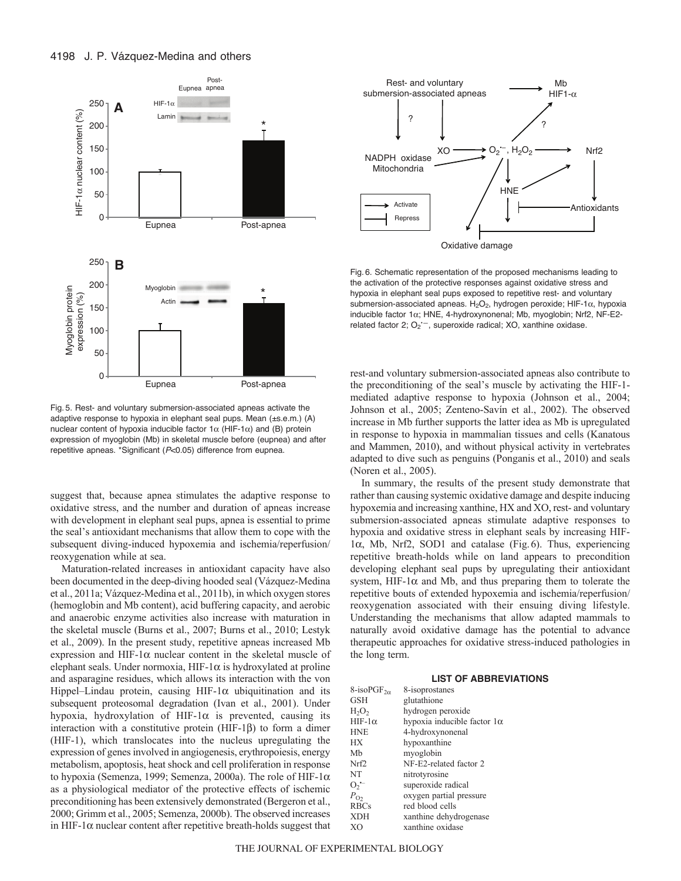Fig. 5. Rest- and voluntary submersion-associated apneas activate the adaptive response to hypoxia in elephant seal pups. Mean (±s.e.m.) (A) nuclear content of hypoxia inducible factor 1α (HIF-1α) and (B) protein expression of myoglobin (Mb) in skeletal muscle before (eupnea) and after repetitive apneas. *Significant ($P$<0.05) difference from eupnea.

suggest that, because apnea stimulates the adaptive response to oxidative stress, and the number and duration of apneas increase with development in elephant seal pups, apnea is essential to prime the seal's antioxidant mechanisms that allow them to cope with the subsequent diving-induced hypoxemia and ischemia/reperfusion/reoxygenation while at sea.

Maturation-related increases in antioxidant capacity have also been documented in the deep-diving hooded seal (Vázquez-Medina et al., 2011a; Vázquez-Medina et al., 2011b), in which oxygen stores (hemoglobin and Mb content), acid buffering capacity, and aerobic and anaerobic enzyme activities also increase with maturation in the skeletal muscle (Burns et al., 2007; Burns et al., 2010; Lestyk et al., 2009). In the present study, repetitive apneas increased Mb expression and HIF-1α nuclear content in the skeletal muscle of elephant seals. Under normoxia, HIF-1α is hydroxylated at proline and asparagine residues, which allows its interaction with the von Hippel–Lindau protein, causing HIF-1α ubiquitination and its subsequent proteosomal degradation (Ivan et al., 2001). Under hypoxia, hydroxylation of HIF-1α is prevented, causing its interaction with a constitutive protein (HIF-1β) to form a dimer (HIF-1), which translocates into the nucleus upregulating the expression of genes involved in angiogenesis, erythropoiesis, energy metabolism, apoptosis, heat shock and cell proliferation in response to hypoxia (Semenza, 1999; Semenza, 2000a). The role of HIF-1α as a physiological mediator of the protective effects of ischemic preconditioning has been extensively demonstrated (Bergeron et al., 2000; Grimm et al., 2005; Semenza, 2000b). The observed increases in HIF-1α nuclear content after repetitive breath-holds suggest that

Fig. 6. Schematic representation of the proposed mechanisms leading to the activation of the protective responses against oxidative stress and hypoxia in elephant seal pups exposed to repetitive rest- and voluntary submersion-associated apneas. $H_2O_2$, hydrogen peroxide; HIF-1α, hypoxia inducible factor 1α; HNE, 4-hydroxynonenal; Mb, myoglobin; Nrf2, NF-E2-related factor 2; $O_2^{\bullet-}$, superoxide radical; XO, xanthine oxidase.

rest-and voluntary submersion-associated apneas also contribute to the preconditioning of the seal's muscle by activating the HIF-1-mediated adaptive response to hypoxia (Johnson et al., 2004; Johnson et al., 2005; Zenteno-Savín et al., 2002). The observed increase in Mb further supports the latter idea as Mb is upregulated in response to hypoxia in mammalian tissues and cells (Kanatous and Mammen, 2010), and without physical activity in vertebrates adapted to dive such as penguins (Ponganis et al., 2010) and seals (Noren et al., 2005).

In summary, the results of the present study demonstrate that rather than causing systemic oxidative damage and despite inducing hypoxemia and increasing xanthine, HX and XO, rest- and voluntary submersion-associated apneas stimulate adaptive responses to hypoxia and oxidative stress in elephant seals by increasing HIF-1α, Mb, Nrf2, SOD1 and catalase (Fig. 6). Thus, experiencing repetitive breath-holds while on land appears to precondition developing elephant seal pups by upregulating their antioxidant system, HIF-1α and Mb, and thus preparing them to tolerate the repetitive bouts of extended hypoxemia and ischemia/reperfusion/reoxygenation associated with their ensuing diving lifestyle. Understanding the mechanisms that allow adapted mammals to naturally avoid oxidative damage has the potential to advance therapeutic approaches for oxidative stress-induced pathologies in the long term.

## LIST OF ABBREVIATIONS

| | |
|---|---|
| $8\text{-isoPGF}_{2\alpha}$ | 8-isoprostanes |
| GSH | glutathione |
| $H_2O_2$ | hydrogen peroxide |
| HIF-1α | hypoxia inducible factor 1α |
| HNE | 4-hydroxynonenal |
| HX | hypoxanthine |
| Mb | myoglobin |
| Nrf2 | NF-E2-related factor 2 |
| NT | nitrotyrosine |
| $O_2^{\bullet-}$ | superoxide radical |
| $P_{O_2}$ | oxygen partial pressure |
| RBCs | red blood cells |
| XDH | xanthine dehydrogenase |
| XO | xanthine oxidase |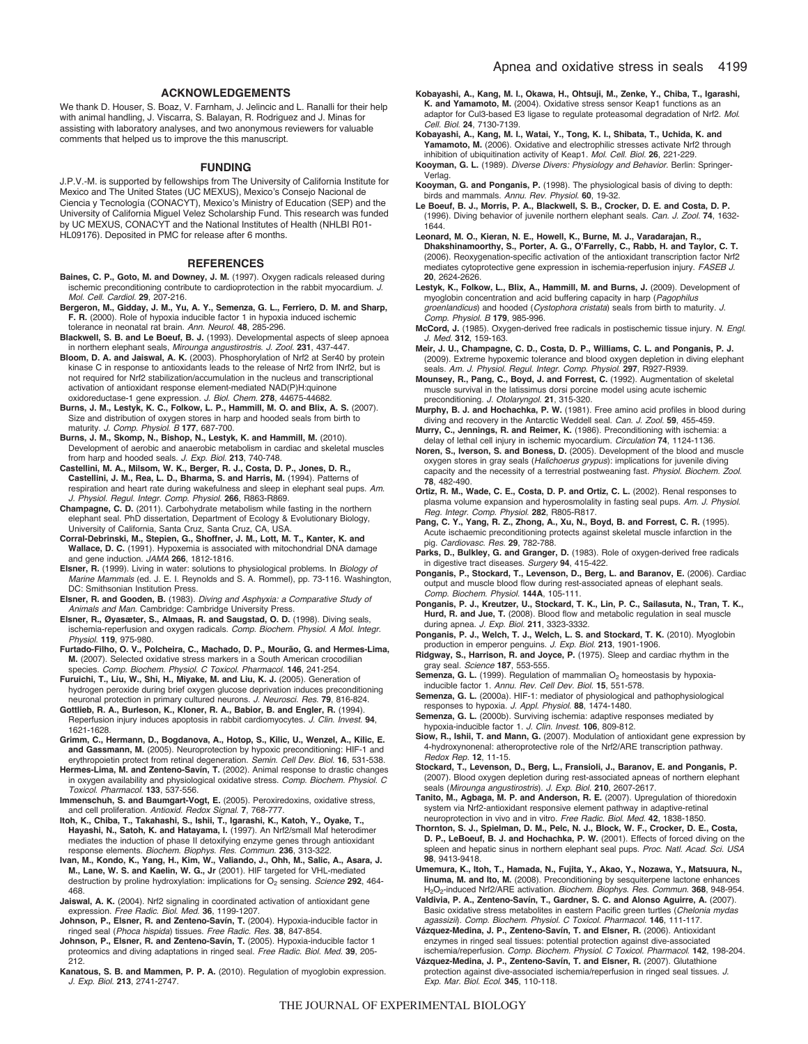## ACKNOWLEDGEMENTS

We thank D. Houser, S. Boaz, V. Farnham, J. Jelincic and L. Ranalli for their help with animal handling, J. Viscarra, S. Balayan, R. Rodriguez and J. Minas for assisting with laboratory analyses, and two anonymous reviewers for valuable comments that helped us to improve the this manuscript.

## FUNDING

J.P.V.-M. is supported by fellowships from The University of California Institute for Mexico and The United States (UC MEXUS), Mexico's Consejo Nacional de Ciencia y Tecnología (CONACYT), Mexico's Ministry of Education (SEP) and the University of California Miguel Velez Scholarship Fund. This research was funded by UC MEXUS, CONACYT and the National Institutes of Health (NHLBI R01-HL09176). Deposited in PMC for release after 6 months.

## REFERENCES

**Baines, C. P., Goto, M. and Downey, J. M.** (1997). Oxygen radicals released during ischemic preconditioning contribute to cardioprotection in the rabbit myocardium. *J. Mol. Cell. Cardiol.* **29**, 207-216.

**Bergeron, M., Gidday, J. M., Yu, A. Y., Semenza, G. L., Ferriero, D. M. and Sharp, F. R.** (2000). Role of hypoxia inducible factor 1 in hypoxia induced ischemic tolerance in neonatal rat brain. *Ann. Neurol.* **48**, 285-296.

**Blackwell, S. B. and Le Boeuf, B. J.** (1993). Developmental aspects of sleep apnoea in northern elephant seals, *Mirounga angustirostris*. *J. Zool.* **231**, 437-447.

**Bloom, D. A. and Jaiswal, A. K.** (2003). Phosphorylation of Nrf2 at Ser40 by protein kinase C in response to antioxidants leads to the release of Nrf2 from INrf2, but is not required for Nrf2 stabilization/accumulation in the nucleus and transcriptional activation of antioxidant response element-mediated NAD(P)H:quinone oxidoreductase-1 gene expression. *J. Biol. Chem.* **278**, 44675-44682.

**Burns, J. M., Lestyk, K. C., Folkow, L. P., Hammill, M. O. and Blix, A. S.** (2007). Size and distribution of oxygen stores in harp and hooded seals from birth to maturity. *J. Comp. Physiol. B* **177**, 687-700.

**Burns, J. M., Skomp, N., Bishop, N., Lestyk, K. and Hammill, M.** (2010). Development of aerobic and anaerobic metabolism in cardiac and skeletal muscles from harp and hooded seals. *J. Exp. Biol.* **213**, 740-748.

**Castellini, M. A., Milsom, W. K., Berger, R. J., Costa, D. P., Jones, D. R., Castellini, J. M., Rea, L. D., Bharma, S. and Harris, M.** (1994). Patterns of respiration and heart rate during wakefulness and sleep in elephant seal pups. *Am. J. Physiol. Regul. Integr. Comp. Physiol.* **266**, R863-R869.

**Champagne, C. D.** (2011). Carbohydrate metabolism while fasting in the northern elephant seal. PhD dissertation, Department of Ecology & Evolutionary Biology, University of California, Santa Cruz, Santa Cruz, CA, USA.

**Corral-Debrinski, M., Stepien, G., Shoffner, J. M., Lott, M. T., Kanter, K. and Wallace, D. C.** (1991). Hypoxemia is associated with mitochondrial DNA damage and gene induction. *JAMA* **266**, 1812-1816.

**Elsner, R.** (1999). Living in water: solutions to physiological problems. In *Biology of Marine Mammals* (ed. J. E. I. Reynolds and S. A. Rommel), pp. 73-116. Washington, DC: Smithsonian Institution Press.

**Elsner, R. and Gooden, B.** (1983). *Diving and Asphyxia: a Comparative Study of Animals and Man*. Cambridge: Cambridge University Press.

**Elsner, R., Øyasæter, S., Almaas, R. and Saugstad, O. D.** (1998). Diving seals, ischemia-reperfusion and oxygen radicals. *Comp. Biochem. Physiol. A Mol. Integr. Physiol.* **119**, 975-980.

**Furtado-Filho, O. V., Polcheira, C., Machado, D. P., Mourão, G. and Hermes-Lima, M.** (2007). Selected oxidative stress markers in a South American crocodilian species. *Comp. Biochem. Physiol. C Toxicol. Pharmacol.* **146**, 241-254.

**Furuichi, T., Liu, W., Shi, H., Miyake, M. and Liu, K. J.** (2005). Generation of hydrogen peroxide during brief oxygen glucose deprivation induces preconditioning neuronal protection in primary cultured neurons. *J. Neurosci. Res.* **79**, 816-824.

**Gottlieb, R. A., Burleson, K., Kloner, R. A., Babior, B. and Engler, R.** (1994). Reperfusion injury induces apoptosis in rabbit cardiomyocytes. *J. Clin. Invest.* **94**, 1621-1628.

**Grimm, C., Hermann, D., Bogdanova, A., Hotop, S., Kilic, U., Wenzel, A., Kilic, E. and Gassmann, M.** (2005). Neuroprotection by hypoxic preconditioning: HIF-1 and erythropoietin protect from retinal degeneration. *Semin. Cell Dev. Biol.* **16**, 531-538.

**Hermes-Lima, M. and Zenteno-Savín, T.** (2002). Animal response to drastic changes in oxygen availability and physiological oxidative stress. *Comp. Biochem. Physiol. C Toxicol. Pharmacol.* **133**, 537-556.

**Immenschuh, S. and Baumgart-Vogt, E.** (2005). Peroxiredoxins, oxidative stress, and cell proliferation. *Antioxid. Redox Signal.* **7**, 768-777.

**Itoh, K., Chiba, T., Takahashi, S., Ishii, T., Igarashi, K., Katoh, Y., Oyake, T., Hayashi, N., Satoh, K. and Hatayama, I.** (1997). An Nrf2/small Maf heterodimer mediates the induction of phase II detoxifying enzyme genes through antioxidant response elements. *Biochem. Biophys. Res. Commun.* **236**, 313-322.

**Ivan, M., Kondo, K., Yang, H., Kim, W., Valiando, J., Ohh, M., Salic, A., Asara, J. M., Lane, W. S. and Kaelin, W. G., Jr** (2001). HIF targeted for VHL-mediated destruction by proline hydroxylation: implications for $O_2$ sensing. *Science* **292**, 464-468.

**Jaiswal, A. K.** (2004). Nrf2 signaling in coordinated activation of antioxidant gene expression. *Free Radic. Biol. Med.* **36**, 1199-1207.

**Johnson, P., Elsner, R. and Zenteno-Savín, T.** (2004). Hypoxia-inducible factor in ringed seal (*Phoca hispida*) tissues. *Free Radic. Res.* **38**, 847-854.

**Johnson, P., Elsner, R. and Zenteno-Savín, T.** (2005). Hypoxia-inducible factor 1 proteomics and diving adaptations in ringed seal. *Free Radic. Biol. Med.* **39**, 205-212.

**Kanatous, S. B. and Mammen, P. P. A.** (2010). Regulation of myoglobin expression. *J. Exp. Biol.* **213**, 2741-2747.

**Kobayashi, A., Kang, M. I., Okawa, H., Ohtsuji, M., Zenke, Y., Chiba, T., Igarashi, K. and Yamamoto, M.** (2004). Oxidative stress sensor Keap1 functions as an adaptor for Cul3-based E3 ligase to regulate proteasomal degradation of Nrf2. *Mol. Cell. Biol.* **24**, 7130-7139.

**Kobayashi, A., Kang, M. I., Watai, Y., Tong, K. I., Shibata, T., Uchida, K. and Yamamoto, M.** (2006). Oxidative and electrophilic stresses activate Nrf2 through inhibition of ubiquitination activity of Keap1. *Mol. Cell. Biol.* **26**, 221-229.

**Kooyman, G. L.** (1989). *Diverse Divers: Physiology and Behavior*. Berlin: Springer-Verlag.

**Kooyman, G. and Ponganis, P.** (1998). The physiological basis of diving to depth: birds and mammals. *Annu. Rev. Physiol.* **60**, 19-32.

**Le Boeuf, B. J., Morris, P. A., Blackwell, S. B., Crocker, D. E. and Costa, D. P.** (1996). Diving behavior of juvenile northern elephant seals. *Can. J. Zool.* **74**, 1632-1644.

**Leonard, M. O., Kieran, N. E., Howell, K., Burne, M. J., Varadarajan, R., Dhakshinamoorthy, S., Porter, A. G., O'Farrelly, C., Rabb, H. and Taylor, C. T.** (2006). Reoxygenation-specific activation of the antioxidant transcription factor Nrf2 mediates cytoprotective gene expression in ischemia-reperfusion injury. *FASEB J.* **20**, 2624-2626.

**Lestyk, K., Folkow, L., Blix, A., Hammill, M. and Burns, J.** (2009). Development of myoglobin concentration and acid buffering capacity in harp (*Pagophilus groenlandicus*) and hooded (*Cystophora cristata*) seals from birth to maturity. *J. Comp. Physiol. B* **179**, 985-996.

**McCord, J.** (1985). Oxygen-derived free radicals in postischemic tissue injury. *N. Engl. J. Med.* **312**, 159-163.

**Meir, J. U., Champagne, C. D., Costa, D. P., Williams, C. L. and Ponganis, P. J.** (2009). Extreme hypoxemic tolerance and blood oxygen depletion in diving elephant seals. *Am. J. Physiol. Regul. Integr. Comp. Physiol.* **297**, R927-R939.

**Mounsey, R., Pang, C., Boyd, J. and Forrest, C.** (1992). Augmentation of skeletal muscle survival in the latissimus dorsi porcine model using acute ischemic preconditioning. *J. Otolaryngol.* **21**, 315-320.

**Murphy, B. J. and Hochachka, P. W.** (1981). Free amino acid profiles in blood during diving and recovery in the Antarctic Weddell seal. *Can. J. Zool.* **59**, 455-459.

**Murry, C., Jennings, R. and Reimer, K.** (1986). Preconditioning with ischemia: a delay of lethal cell injury in ischemic myocardium. *Circulation* **74**, 1124-1136.

**Noren, S., Iverson, S. and Boness, D.** (2005). Development of the blood and muscle oxygen stores in gray seals (*Halichoerus grypus*): implications for juvenile diving capacity and the necessity of a terrestrial postweaning fast. *Physiol. Biochem. Zool.* **78**, 482-490.

**Ortiz, R. M., Wade, C. E., Costa, D. P. and Ortiz, C. L.** (2002). Renal responses to plasma volume expansion and hyperosmolality in fasting seal pups. *Am. J. Physiol. Reg. Integr. Comp. Physiol.* **282**, R805-R817.

**Pang, C. Y., Yang, R. Z., Zhong, A., Xu, N., Boyd, B. and Forrest, C. R.** (1995). Acute ischaemic preconditioning protects against skeletal muscle infarction in the pig. *Cardiovasc. Res.* **29**, 782-788.

**Parks, D., Bulkley, G. and Granger, D.** (1983). Role of oxygen-derived free radicals in digestive tract diseases. *Surgery* **94**, 415-422.

**Ponganis, P., Stockard, T., Levenson, D., Berg, L. and Baranov, E.** (2006). Cardiac output and muscle blood flow during rest-associated apneas of elephant seals. *Comp. Biochem. Physiol.* **144A**, 105-111.

**Ponganis, P. J., Kreutzer, U., Stockard, T. K., Lin, P. C., Sailasuta, N., Tran, T. K., Hurd, R. and Jue, T.** (2008). Blood flow and metabolic regulation in seal muscle during apnea. *J. Exp. Biol.* **211**, 3323-3332.

**Ponganis, P. J., Welch, T. J., Welch, L. S. and Stockard, T. K.** (2010). Myoglobin production in emperor penguins. *J. Exp. Biol.* **213**, 1901-1906.

**Ridgway, S., Harrison, R. and Joyce, P.** (1975). Sleep and cardiac rhythm in the gray seal. *Science* **187**, 553-555.

**Semenza, G. L.** (1999). Regulation of mammalian $O_2$ homeostasis by hypoxia-inducible factor 1. *Annu. Rev. Cell Dev. Biol.* **15**, 551-578.

**Semenza, G. L.** (2000a). HIF-1: mediator of physiological and pathophysiological responses to hypoxia. *J. Appl. Physiol.* **88**, 1474-1480.

**Semenza, G. L.** (2000b). Surviving ischemia: adaptive responses mediated by hypoxia-inducible factor 1. *J. Clin. Invest.* **106**, 809-812.

**Siow, R., Ishii, T. and Mann, G.** (2007). Modulation of antioxidant gene expression by 4-hydroxynonenal: atheroprotective role of the Nrf2/ARE transcription pathway. *Redox Rep.* **12**, 11-15.

**Stockard, T., Levenson, D., Berg, L., Fransioli, J., Baranov, E. and Ponganis, P.** (2007). Blood oxygen depletion during rest-associated apneas of northern elephant seals (*Mirounga angustirostris*). *J. Exp. Biol.* **210**, 2607-2617.

**Tanito, M., Agbaga, M. P. and Anderson, R. E.** (2007). Upregulation of thioredoxin system via Nrf2-antioxidant responsive element pathway in adaptive-retinal neuroprotection in vivo and in vitro. *Free Radic. Biol. Med.* **42**, 1838-1850.

**Thornton, S. J., Spielman, D. M., Pelc, N. J., Block, W. F., Crocker, D. E., Costa, D. P., LeBoeuf, B. J. and Hochachka, P. W.** (2001). Effects of forced diving on the spleen and hepatic sinus in northern elephant seal pups. *Proc. Natl. Acad. Sci. USA* **98**, 9413-9418.

**Umemura, K., Itoh, T., Hamada, N., Fujita, Y., Akao, Y., Nozawa, Y., Matsuura, N., Iinuma, M. and Ito, M.** (2008). Preconditioning by sesquiterpene lactone enhances $H_2O_2$-induced Nrf2/ARE activation. *Biochem. Biophys. Res. Commun.* **368**, 948-954.

**Valdivia, P. A., Zenteno-Savín, T., Gardner, S. C. and Alonso Aguirre, A.** (2007). Basic oxidative stress metabolites in eastern Pacific green turtles (*Chelonia mydas agassizii*). *Comp. Biochem. Physiol. C Toxicol. Pharmacol.* **146**, 111-117.

**Vázquez-Medina, J. P., Zenteno-Savín, T. and Elsner, R.** (2006). Antioxidant enzymes in ringed seal tissues: potential protection against dive-associated ischemia/reperfusion. *Comp. Biochem. Physiol. C Toxicol. Pharmacol.* **142**, 198-204.

**Vázquez-Medina, J. P., Zenteno-Savín, T. and Elsner, R.** (2007). Glutathione protection against dive-associated ischemia/reperfusion in ringed seal tissues. *J. Exp. Mar. Biol. Ecol.* **345**, 110-118.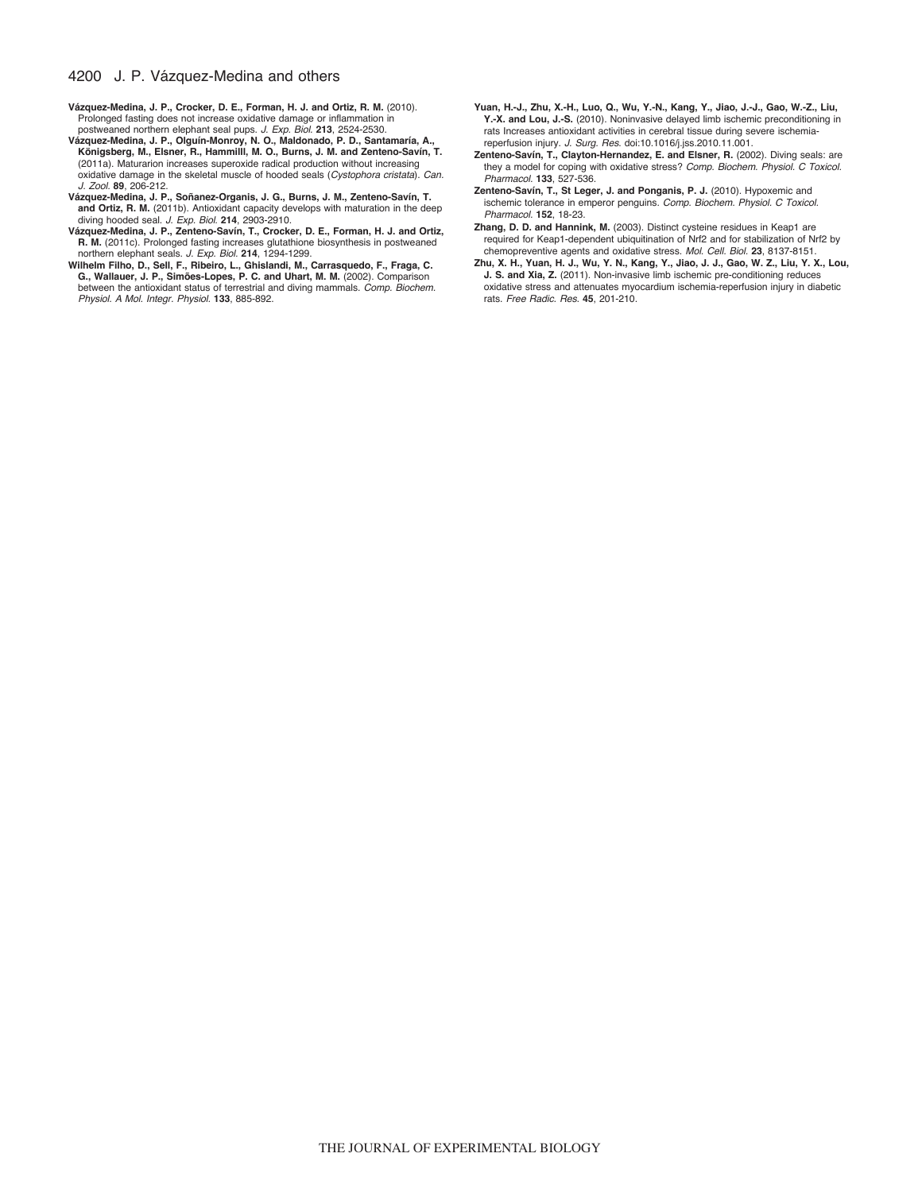**Vázquez-Medina, J. P., Crocker, D. E., Forman, H. J. and Ortiz, R. M.** (2010). Prolonged fasting does not increase oxidative damage or inflammation in postweaned northern elephant seal pups. *J. Exp. Biol.* **213**, 2524-2530.

**Vázquez-Medina, J. P., Olguín-Monroy, N. O., Maldonado, P. D., Santamaría, A., Königsberg, M., Elsner, R., Hammilll, M. O., Burns, J. M. and Zenteno-Savín, T.** (2011a). Maturarion increases superoxide radical production without increasing oxidative damage in the skeletal muscle of hooded seals (*Cystophora cristata*). *Can. J. Zool.* **89**, 206-212.

**Vázquez-Medina, J. P., Soñanez-Organis, J. G., Burns, J. M., Zenteno-Savín, T. and Ortiz, R. M.** (2011b). Antioxidant capacity develops with maturation in the deep diving hooded seal. *J. Exp. Biol.* **214**, 2903-2910.

**Vázquez-Medina, J. P., Zenteno-Savín, T., Crocker, D. E., Forman, H. J. and Ortiz, R. M.** (2011c). Prolonged fasting increases glutathione biosynthesis in postweaned northern elephant seals. *J. Exp. Biol.* **214**, 1294-1299.

**Wilhelm Filho, D., Sell, F., Ribeiro, L., Ghislandi, M., Carrasquedo, F., Fraga, C. G., Wallauer, J. P., Simões-Lopes, P. C. and Uhart, M. M.** (2002). Comparison between the antioxidant status of terrestrial and diving mammals. *Comp. Biochem. Physiol. A Mol. Integr. Physiol.* **133**, 885-892.

**Yuan, H.-J., Zhu, X.-H., Luo, Q., Wu, Y.-N., Kang, Y., Jiao, J.-J., Gao, W.-Z., Liu, Y.-X. and Lou, J.-S.** (2010). Noninvasive delayed limb ischemic preconditioning in rats Increases antioxidant activities in cerebral tissue during severe ischemia-reperfusion injury. *J. Surg. Res.* doi:10.1016/j.jss.2010.11.001.

**Zenteno-Savín, T., Clayton-Hernandez, E. and Elsner, R.** (2002). Diving seals: are they a model for coping with oxidative stress? *Comp. Biochem. Physiol. C Toxicol. Pharmacol.* **133**, 527-536.

**Zenteno-Savín, T., St Leger, J. and Ponganis, P. J.** (2010). Hypoxemic and ischemic tolerance in emperor penguins. *Comp. Biochem. Physiol. C Toxicol. Pharmacol.* **152**, 18-23.

**Zhang, D. D. and Hannink, M.** (2003). Distinct cysteine residues in Keap1 are required for Keap1-dependent ubiquitination of Nrf2 and for stabilization of Nrf2 by chemopreventive agents and oxidative stress. *Mol. Cell. Biol.* **23**, 8137-8151.

**Zhu, X. H., Yuan, H. J., Wu, Y. N., Kang, Y., Jiao, J. J., Gao, W. Z., Liu, Y. X., Lou, J. S. and Xia, Z.** (2011). Non-invasive limb ischemic pre-conditioning reduces oxidative stress and attenuates myocardium ischemia-reperfusion injury in diabetic rats. *Free Radic. Res.* **45**, 201-210.